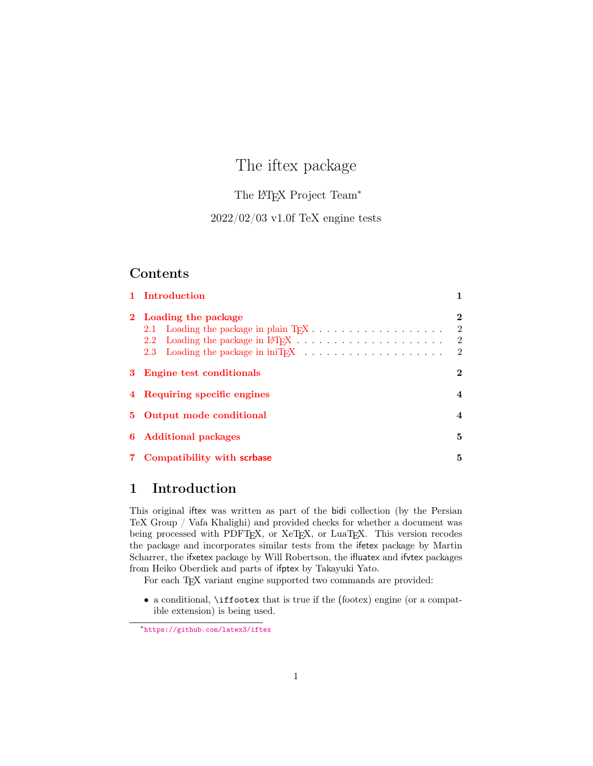# The iftex package

The LaTeX Project Team[*]

2022/02/03 v1.0f TeX engine tests

## Contents

1 Introduction — 1

2 Loading the package — 2
- 2.1 Loading the package in plain TeX — 2
- 2.2 Loading the package in LaTeX — 2
- 2.3 Loading the package in iniTeX — 2

3 Engine test conditionals — 2

4 Requiring specific engines — 4

5 Output mode conditional — 4

6 Additional packages — 5

7 Compatibility with scrbase — 5

## 1 Introduction

This original iftex was written as part of the bidi collection (by the Persian TeX Group / Vafa Khalighi) and provided checks for whether a document was being processed with PDFTeX, or XeTeX, or LuaTeX. This version recodes the package and incorporates similar tests from the ifetex package by Martin Scharrer, the ifxetex package by Will Robertson, the ifluatex and ifvtex packages from Heiko Oberdiek and parts of ifptex by Takayuki Yato.

For each TeX variant engine supported two commands are provided:

- a conditional, `\iffootex` that is true if the (footex) engine (or a compatible extension) is being used.

[*] https://github.com/latex3/iftex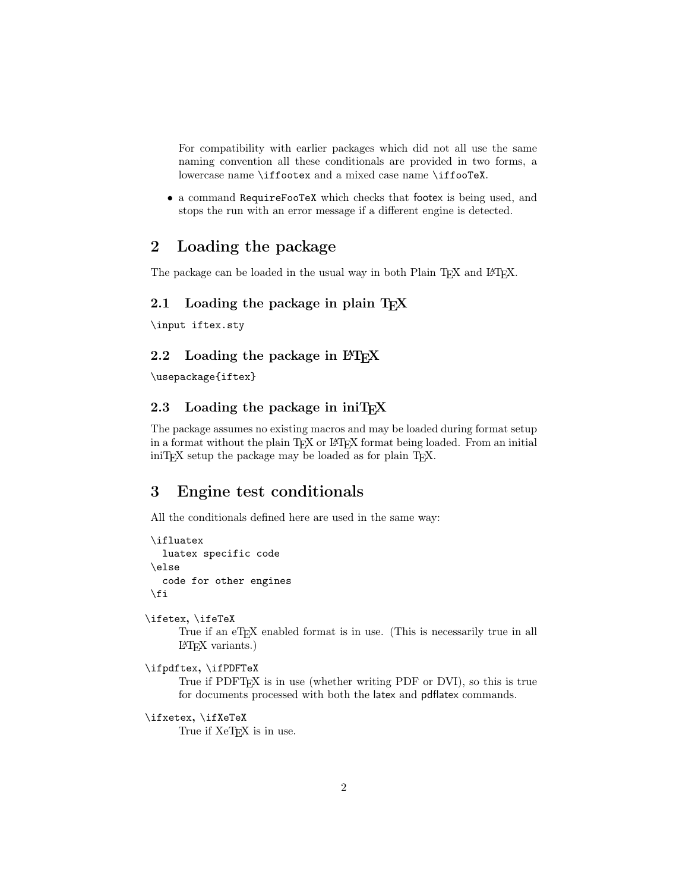For compatibility with earlier packages which did not all use the same naming convention all these conditionals are provided in two forms, a lowercase name `\iffootex` and a mixed case name `\iffooTeX`.

- a command `RequireFooTeX` which checks that footex is being used, and stops the run with an error message if a different engine is detected.

# 2 Loading the package

The package can be loaded in the usual way in both Plain TeX and LaTeX.

## 2.1 Loading the package in plain TeX

```
\input iftex.sty
```

## 2.2 Loading the package in LaTeX

```
\usepackage{iftex}
```

## 2.3 Loading the package in iniTeX

The package assumes no existing macros and may be loaded during format setup in a format without the plain TeX or LaTeX format being loaded. From an initial iniTeX setup the package may be loaded as for plain TeX.

# 3 Engine test conditionals

All the conditionals defined here are used in the same way:

```
\ifluatex
  luatex specific code
\else
  code for other engines
\fi
```

`\ifetex`, `\ifeTeX`
: True if an eTeX enabled format is in use. (This is necessarily true in all LaTeX variants.)

`\ifpdftex`, `\ifPDFTeX`
: True if PDFTeX is in use (whether writing PDF or DVI), so this is true for documents processed with both the latex and pdflatex commands.

`\ifxetex`, `\ifXeTeX`
: True if XeTeX is in use.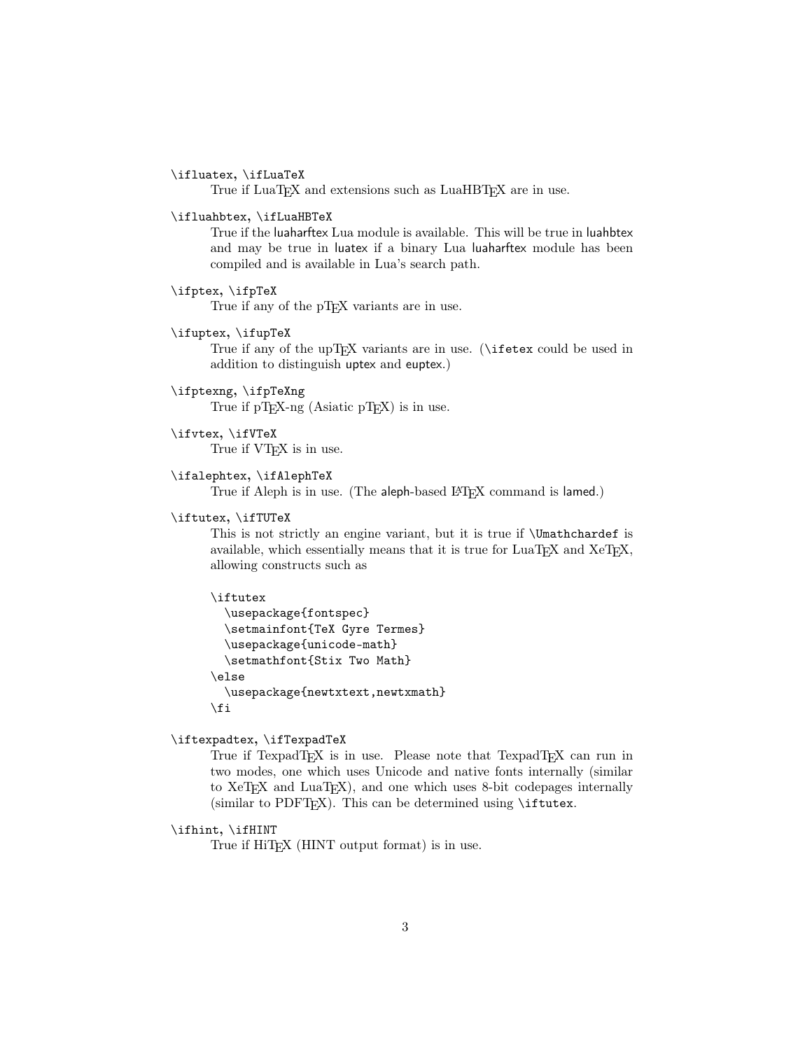`\ifluatex`, `\ifLuaTeX`
: True if LuaTeX and extensions such as LuaHBTeX are in use.

`\ifluahbtex`, `\ifLuaHBTeX`
: True if the luaharftex Lua module is available. This will be true in luahbtex and may be true in luatex if a binary Lua luaharftex module has been compiled and is available in Lua's search path.

`\ifptex`, `\ifpTeX`
: True if any of the pTeX variants are in use.

`\ifuptex`, `\ifupTeX`
: True if any of the upTeX variants are in use. (`\ifetex` could be used in addition to distinguish uptex and euptex.)

`\ifptexng`, `\ifpTeXng`
: True if pTeX-ng (Asiatic pTeX) is in use.

`\ifvtex`, `\ifVTeX`
: True if VTeX is in use.

`\ifalephtex`, `\ifAlephTeX`
: True if Aleph is in use. (The aleph-based LaTeX command is lamed.)

`\iftutex`, `\ifTUTeX`
: This is not strictly an engine variant, but it is true if `\Umathchardef` is available, which essentially means that it is true for LuaTeX and XeTeX, allowing constructs such as

```
\iftutex
  \usepackage{fontspec}
  \setmainfont{TeX Gyre Termes}
  \usepackage{unicode-math}
  \setmathfont{Stix Two Math}
\else
  \usepackage{newtxtext,newtxmath}
\fi
```

`\iftexpadtex`, `\ifTexpadTeX`
: True if TexpadTeX is in use. Please note that TexpadTeX can run in two modes, one which uses Unicode and native fonts internally (similar to XeTeX and LuaTeX), and one which uses 8-bit codepages internally (similar to PDFTeX). This can be determined using `\iftutex`.

`\ifhint`, `\ifHINT`
: True if HiTeX (HINT output format) is in use.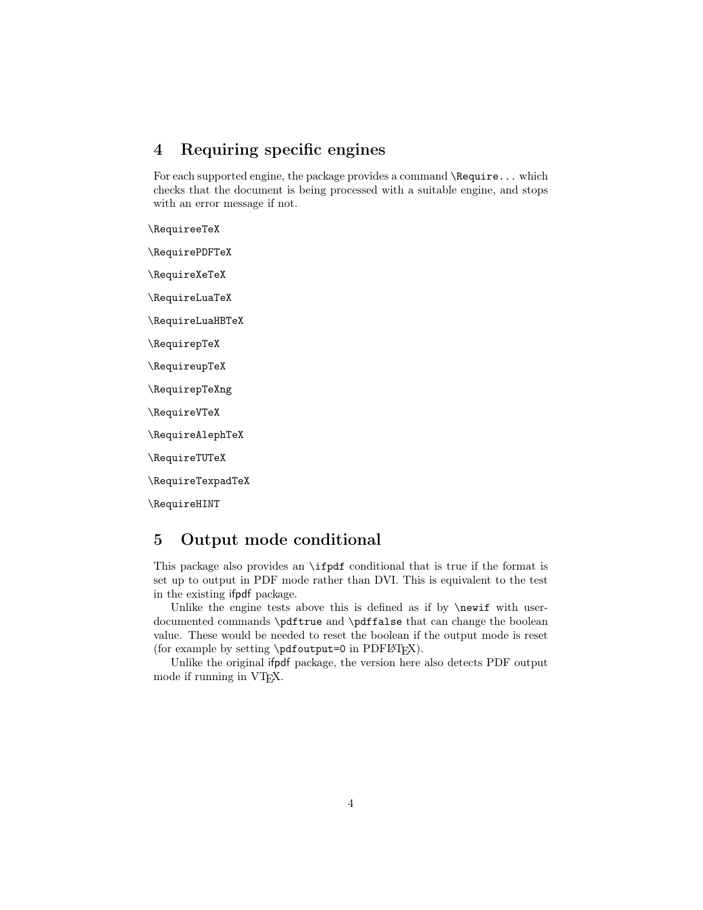## 4 Requiring specific engines

For each supported engine, the package provides a command `\Require...` which checks that the document is being processed with a suitable engine, and stops with an error message if not.

`\RequireeTeX`

`\RequirePDFTeX`

`\RequireXeTeX`

`\RequireLuaTeX`

`\RequireLuaHBTeX`

`\RequirepTeX`

`\RequireupTeX`

`\RequirepTeXng`

`\RequireVTeX`

`\RequireAlephTeX`

`\RequireTUTeX`

`\RequireTexpadTeX`

`\RequireHINT`

## 5 Output mode conditional

This package also provides an `\ifpdf` conditional that is true if the format is set up to output in PDF mode rather than DVI. This is equivalent to the test in the existing ifpdf package.

Unlike the engine tests above this is defined as if by `\newif` with user-documented commands `\pdftrue` and `\pdffalse` that can change the boolean value. These would be needed to reset the boolean if the output mode is reset (for example by setting `\pdfoutput=0` in PDFLaTeX).

Unlike the original ifpdf package, the version here also detects PDF output mode if running in VTeX.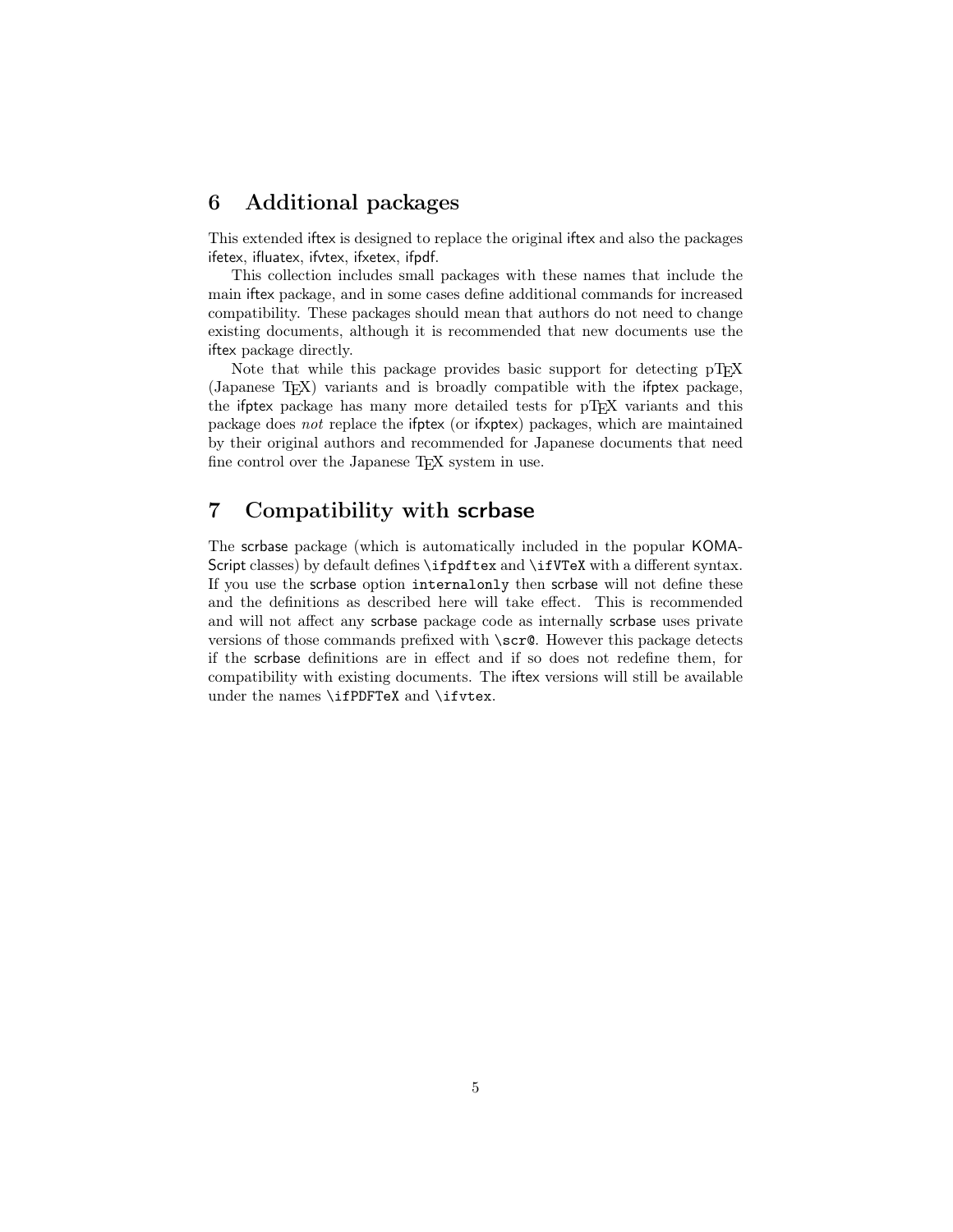## 6 Additional packages

This extended iftex is designed to replace the original iftex and also the packages ifetex, ifluatex, ifvtex, ifxetex, ifpdf.

This collection includes small packages with these names that include the main iftex package, and in some cases define additional commands for increased compatibility. These packages should mean that authors do not need to change existing documents, although it is recommended that new documents use the iftex package directly.

Note that while this package provides basic support for detecting pTeX (Japanese TeX) variants and is broadly compatible with the ifptex package, the ifptex package has many more detailed tests for pTeX variants and this package does *not* replace the ifptex (or ifxptex) packages, which are maintained by their original authors and recommended for Japanese documents that need fine control over the Japanese TeX system in use.

## 7 Compatibility with scrbase

The scrbase package (which is automatically included in the popular KOMA-Script classes) by default defines `\ifpdftex` and `\ifVTeX` with a different syntax. If you use the scrbase option `internalonly` then scrbase will not define these and the definitions as described here will take effect. This is recommended and will not affect any scrbase package code as internally scrbase uses private versions of those commands prefixed with `\scr@`. However this package detects if the scrbase definitions are in effect and if so does not redefine them, for compatibility with existing documents. The iftex versions will still be available under the names `\ifPDFTeX` and `\ifvtex`.